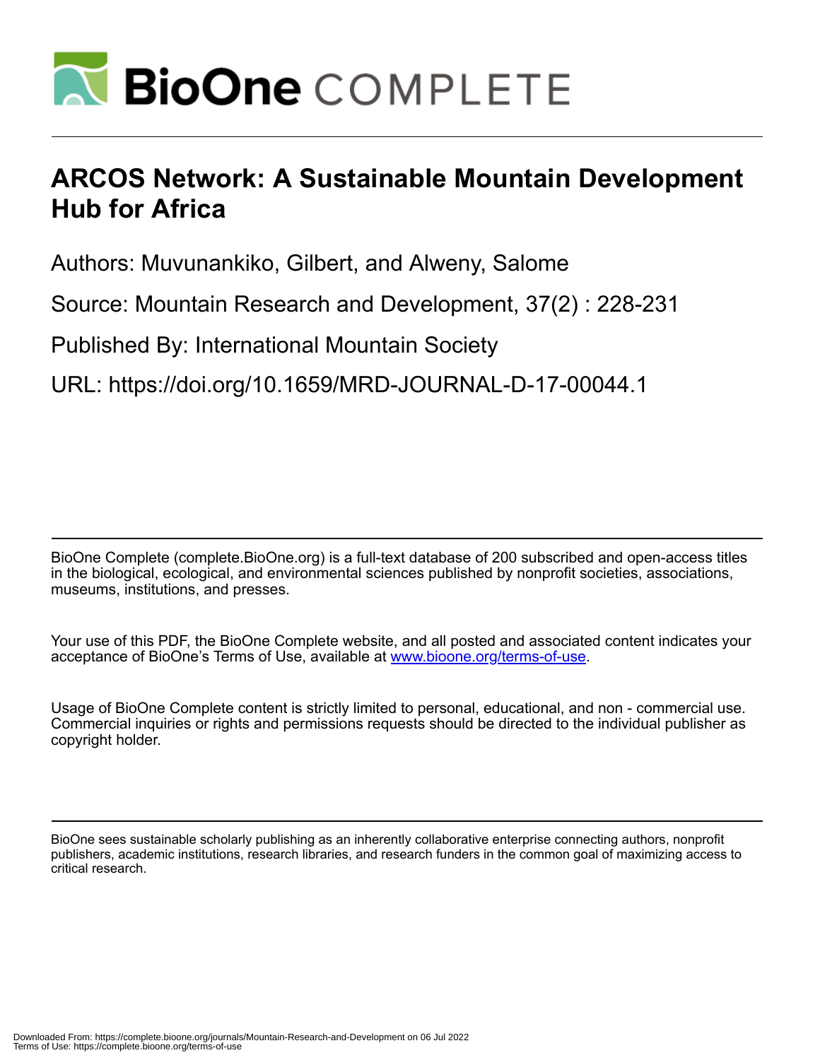# ARCOS Network: A Sustainable Mountain Development Hub for Africa

Authors: Muvunankiko, Gilbert, and Alweny, Salome

Source: Mountain Research and Development, 37(2) : 228-231

Published By: International Mountain Society

URL: https://doi.org/10.1659/MRD-JOURNAL-D-17-00044.1

BioOne Complete (complete.BioOne.org) is a full-text database of 200 subscribed and open-access titles in the biological, ecological, and environmental sciences published by nonprofit societies, associations, museums, institutions, and presses.

Your use of this PDF, the BioOne Complete website, and all posted and associated content indicates your acceptance of BioOne's Terms of Use, available at www.bioone.org/terms-of-use.

Usage of BioOne Complete content is strictly limited to personal, educational, and non - commercial use. Commercial inquiries or rights and permissions requests should be directed to the individual publisher as copyright holder.

BioOne sees sustainable scholarly publishing as an inherently collaborative enterprise connecting authors, nonprofit publishers, academic institutions, research libraries, and research funders in the common goal of maximizing access to critical research.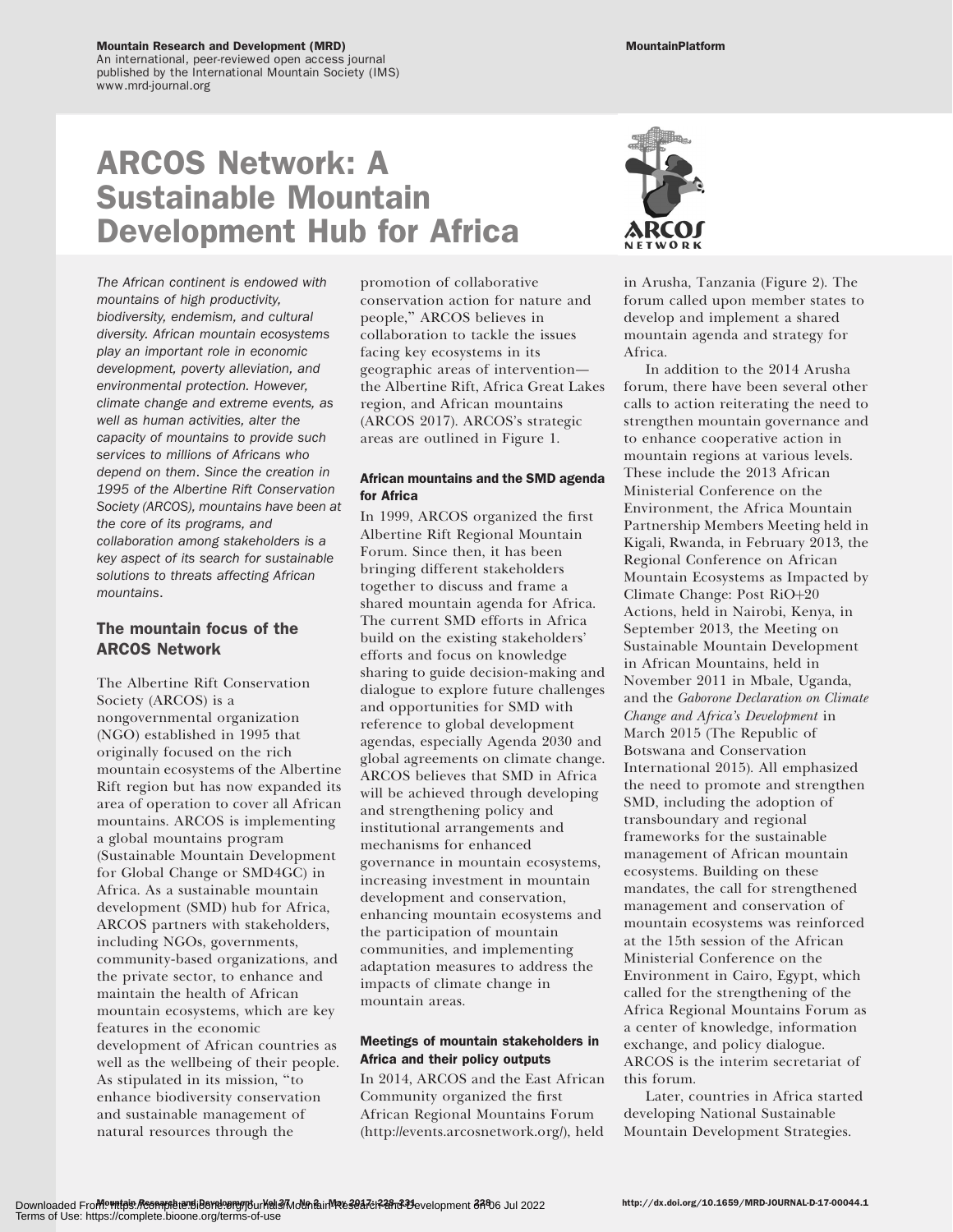# ARCOS Network: A Sustainable Mountain Development Hub for Africa

*The African continent is endowed with mountains of high productivity, biodiversity, endemism, and cultural diversity. African mountain ecosystems play an important role in economic development, poverty alleviation, and environmental protection. However, climate change and extreme events, as well as human activities, alter the capacity of mountains to provide such services to millions of Africans who depend on them. Since the creation in 1995 of the Albertine Rift Conservation Society (ARCOS), mountains have been at the core of its programs, and collaboration among stakeholders is a key aspect of its search for sustainable solutions to threats affecting African mountains.*

## The mountain focus of the ARCOS Network

The Albertine Rift Conservation Society (ARCOS) is a nongovernmental organization (NGO) established in 1995 that originally focused on the rich mountain ecosystems of the Albertine Rift region but has now expanded its area of operation to cover all African mountains. ARCOS is implementing a global mountains program (Sustainable Mountain Development for Global Change or SMD4GC) in Africa. As a sustainable mountain development (SMD) hub for Africa, ARCOS partners with stakeholders, including NGOs, governments, community-based organizations, and the private sector, to enhance and maintain the health of African mountain ecosystems, which are key features in the economic development of African countries as well as the wellbeing of their people. As stipulated in its mission, "to enhance biodiversity conservation and sustainable management of natural resources through the promotion of collaborative conservation action for nature and people," ARCOS believes in collaboration to tackle the issues facing key ecosystems in its geographic areas of intervention—the Albertine Rift, Africa Great Lakes region, and African mountains (ARCOS 2017). ARCOS's strategic areas are outlined in Figure 1.

### African mountains and the SMD agenda for Africa

In 1999, ARCOS organized the first Albertine Rift Regional Mountain Forum. Since then, it has been bringing different stakeholders together to discuss and frame a shared mountain agenda for Africa. The current SMD efforts in Africa build on the existing stakeholders' efforts and focus on knowledge sharing to guide decision-making and dialogue to explore future challenges and opportunities for SMD with reference to global development agendas, especially Agenda 2030 and global agreements on climate change. ARCOS believes that SMD in Africa will be achieved through developing and strengthening policy and institutional arrangements and mechanisms for enhanced governance in mountain ecosystems, increasing investment in mountain development and conservation, enhancing mountain ecosystems and the participation of mountain communities, and implementing adaptation measures to address the impacts of climate change in mountain areas.

### Meetings of mountain stakeholders in Africa and their policy outputs

In 2014, ARCOS and the East African Community organized the first African Regional Mountains Forum (http://events.arcosnetwork.org/), held in Arusha, Tanzania (Figure 2). The forum called upon member states to develop and implement a shared mountain agenda and strategy for Africa.

In addition to the 2014 Arusha forum, there have been several other calls to action reiterating the need to strengthen mountain governance and to enhance cooperative action in mountain regions at various levels. These include the 2013 African Ministerial Conference on the Environment, the Africa Mountain Partnership Members Meeting held in Kigali, Rwanda, in February 2013, the Regional Conference on African Mountain Ecosystems as Impacted by Climate Change: Post RiO+20 Actions, held in Nairobi, Kenya, in September 2013, the Meeting on Sustainable Mountain Development in African Mountains, held in November 2011 in Mbale, Uganda, and the *Gaborone Declaration on Climate Change and Africa's Development* in March 2015 (The Republic of Botswana and Conservation International 2015). All emphasized the need to promote and strengthen SMD, including the adoption of transboundary and regional frameworks for the sustainable management of African mountain ecosystems. Building on these mandates, the call for strengthened management and conservation of mountain ecosystems was reinforced at the 15th session of the African Ministerial Conference on the Environment in Cairo, Egypt, which called for the strengthening of the Africa Regional Mountains Forum as a center of knowledge, information exchange, and policy dialogue. ARCOS is the interim secretariat of this forum.

Later, countries in Africa started developing National Sustainable Mountain Development Strategies.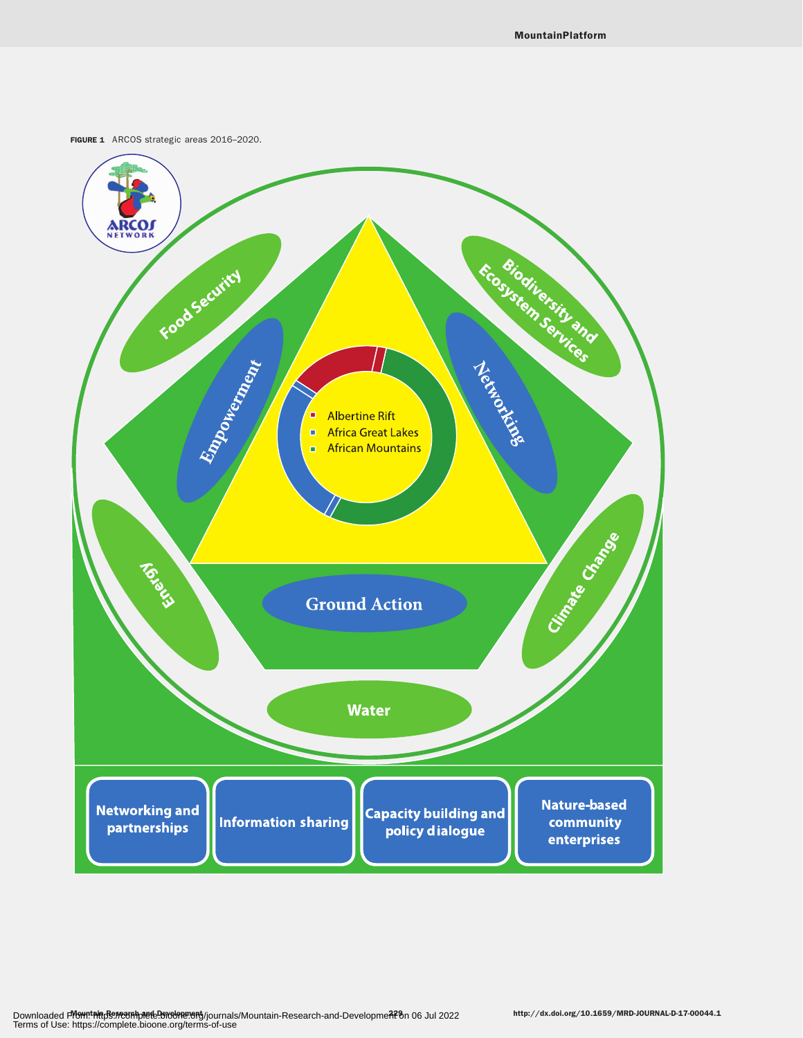**FIGURE 1** ARCOS strategic areas 2016–2020.

ARCOS NETWORK

Food Security

Biodiversity and Ecosystem Services

Empowerment

Networking

Albertine Rift

Africa Great Lakes

African Mountains

Energy

Climate Change

Ground Action

Water

Networking and partnerships

Information sharing

Capacity building and policy dialogue

Nature-based community enterprises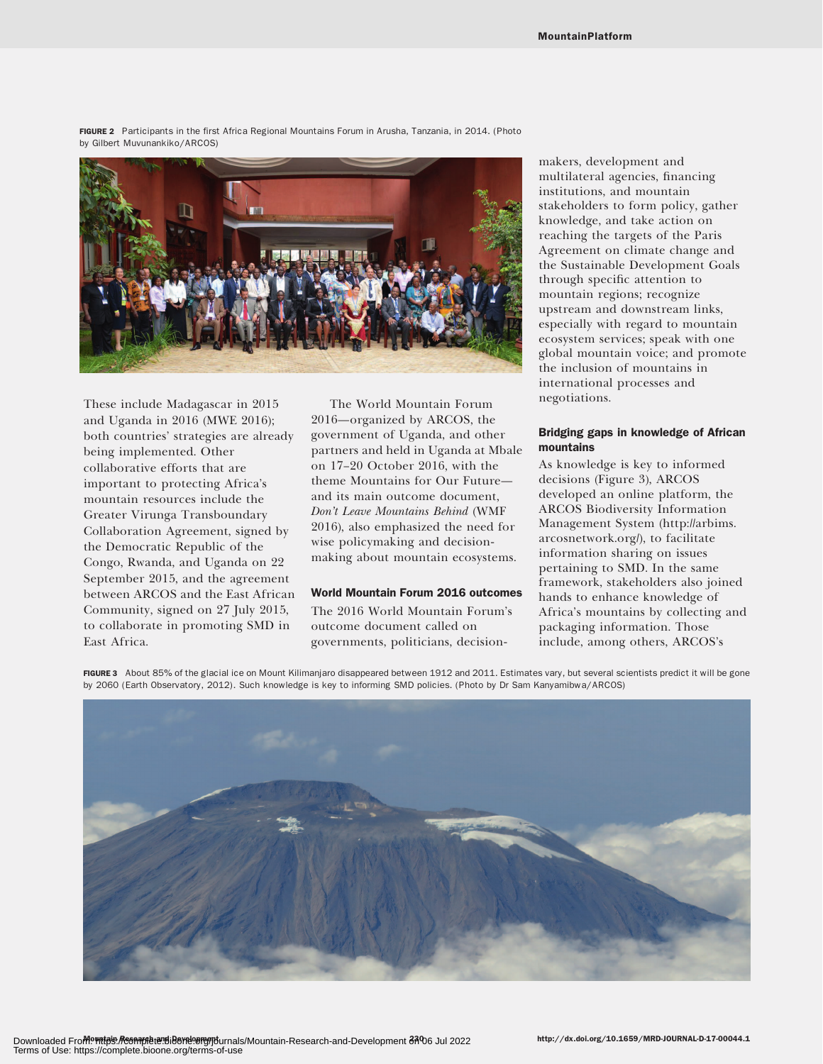FIGURE 2 Participants in the first Africa Regional Mountains Forum in Arusha, Tanzania, in 2014. (Photo by Gilbert Muvunankiko/ARCOS)

These include Madagascar in 2015 and Uganda in 2016 (MWE 2016); both countries' strategies are already being implemented. Other collaborative efforts that are important to protecting Africa's mountain resources include the Greater Virunga Transboundary Collaboration Agreement, signed by the Democratic Republic of the Congo, Rwanda, and Uganda on 22 September 2015, and the agreement between ARCOS and the East African Community, signed on 27 July 2015, to collaborate in promoting SMD in East Africa.

The World Mountain Forum 2016—organized by ARCOS, the government of Uganda, and other partners and held in Uganda at Mbale on 17–20 October 2016, with the theme Mountains for Our Future—and its main outcome document, *Don't Leave Mountains Behind* (WMF 2016), also emphasized the need for wise policymaking and decision-making about mountain ecosystems.

### World Mountain Forum 2016 outcomes

The 2016 World Mountain Forum's outcome document called on governments, politicians, decision-makers, development and multilateral agencies, financing institutions, and mountain stakeholders to form policy, gather knowledge, and take action on reaching the targets of the Paris Agreement on climate change and the Sustainable Development Goals through specific attention to mountain regions; recognize upstream and downstream links, especially with regard to mountain ecosystem services; speak with one global mountain voice; and promote the inclusion of mountains in international processes and negotiations.

### Bridging gaps in knowledge of African mountains

As knowledge is key to informed decisions (Figure 3), ARCOS developed an online platform, the ARCOS Biodiversity Information Management System (http://arbims.arcosnetwork.org/), to facilitate information sharing on issues pertaining to SMD. In the same framework, stakeholders also joined hands to enhance knowledge of Africa's mountains by collecting and packaging information. Those include, among others, ARCOS's

FIGURE 3 About 85% of the glacial ice on Mount Kilimanjaro disappeared between 1912 and 2011. Estimates vary, but several scientists predict it will be gone by 2060 (Earth Observatory, 2012). Such knowledge is key to informing SMD policies. (Photo by Dr Sam Kanyamibwa/ARCOS)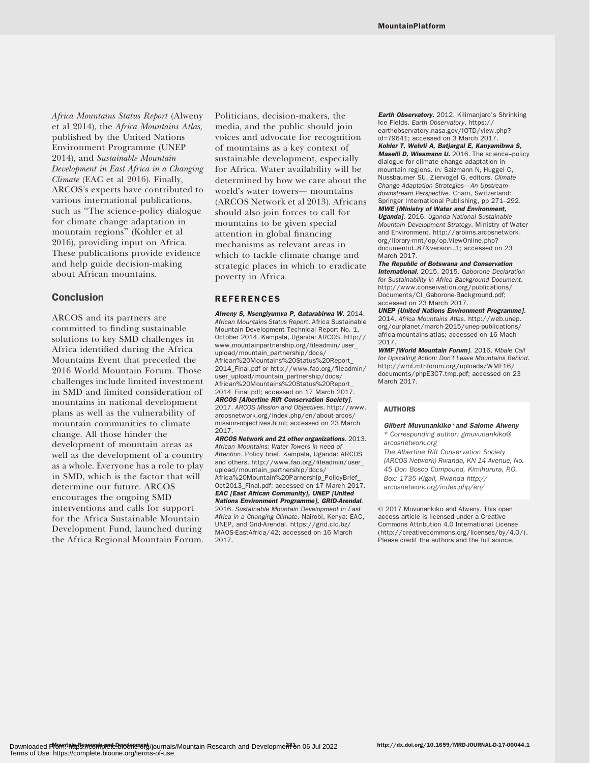*Africa Mountains Status Report* (Alweny et al 2014), the *Africa Mountains Atlas,* published by the United Nations Environment Programme (UNEP 2014), and *Sustainable Mountain Development in East Africa in a Changing Climate* (EAC et al 2016). Finally, ARCOS's experts have contributed to various international publications, such as "The science-policy dialogue for climate change adaptation in mountain regions" (Kohler et al 2016), providing input on Africa. These publications provide evidence and help guide decision-making about African mountains.

## Conclusion

ARCOS and its partners are committed to finding sustainable solutions to key SMD challenges in Africa identified during the Africa Mountains Event that preceded the 2016 World Mountain Forum. Those challenges include limited investment in SMD and limited consideration of mountains in national development plans as well as the vulnerability of mountain communities to climate change. All those hinder the development of mountain areas as well as the development of a country as a whole. Everyone has a role to play in SMD, which is the factor that will determine our future. ARCOS encourages the ongoing SMD interventions and calls for support for the Africa Sustainable Mountain Development Fund, launched during the Africa Regional Mountain Forum.

Politicians, decision-makers, the media, and the public should join voices and advocate for recognition of mountains as a key context of sustainable development, especially for Africa. Water availability will be determined by how we care about the world's water towers— mountains (ARCOS Network et al 2013). Africans should also join forces to call for mountains to be given special attention in global financing mechanisms as relevant areas in which to tackle climate change and strategic places in which to eradicate poverty in Africa.

## REFERENCES

***Alweny S, Nsengiyumva P, Gatarabirwa W.*** 2014. *African Mountains Status Report*. Africa Sustainable Mountain Development Technical Report No. 1, October 2014. Kampala, Uganda: ARCOS. http://www.mountainpartnership.org/fileadmin/user_upload/mountain_partnership/docs/African%20Mountains%20Status%20Report_2014_Final.pdf or http://www.fao.org/fileadmin/user_upload/mountain_partnership/docs/African%20Mountains%20Status%20Report_2014_Final.pdf; accessed on 17 March 2017.

***ARCOS [Albertine Rift Conservation Society]***. 2017. *ARCOS Mission and Objectives*. http://www.arcosnetwork.org/index.php/en/about-arcos/mission-objectives.html; accessed on 23 March 2017.

***ARCOS Network and 21 other organizations***. 2013. *African Mountains: Water Towers in need of Attention*. Policy brief. Kampala, Uganda: ARCOS and others. http://www.fao.org/fileadmin/user_upload/mountain_partnership/docs/Africa%20Mountain%20Parnership_PolicyBrief_Oct2013_Final.pdf; accessed on 17 March 2017.

***EAC [East African Community], UNEP [United Nations Environment Programme], GRID-Arendal***. 2016. *Sustainable Mountain Development in East Africa in a Changing Climate*. Nairobi, Kenya: EAC, UNEP, and Grid-Arendal. https://grid.cld.bz/MAOS-EastAfrica/42; accessed on 16 March 2017.

***Earth Observatory.*** 2012. Kilimanjaro's Shrinking Ice Fields. *Earth Observatory*. https://earthobservatory.nasa.gov/IOTD/view.php?id=79641; accessed on 3 March 2017.

***Kohler T, Wehrli A, Batjargal E, Kanyamibwa S, Maselli D, Wiesmann U.*** 2016. The science–policy dialogue for climate change adaptation in mountain regions. *In:* Salzmann N, Huggel C, Nussbaumer SU, Ziervogel G, editors. *Climate Change Adaptation Strategies—An Upstream–downstream Perspective*. Cham, Switzerland: Springer International Publishing, pp 271–292.

***MWE [Ministry of Water and Environment, Uganda]***. 2016. *Uganda National Sustainable Mountain Development Strategy*. Ministry of Water and Environment. http://arbims.arcosnetwork.org/library-mnt/op/op.ViewOnline.php?documentid=87&version=1; accessed on 23 March 2017.

***The Republic of Botswana and Conservation International***. 2015. 2015. *Gaborone Declaration for Sustainability in Africa Background Document*. http://www.conservation.org/publications/Documents/CI_Gaborone-Background.pdf; accessed on 23 March 2017.

***UNEP [United Nations Environment Programme]***. 2014. *Africa Mountains Atlas*. http://web.unep.org/ourplanet/march-2015/unep-publications/africa-mountains-atlas; accessed on 16 Mach 2017.

***WMF [World Mountain Forum]***. 2016. *Mbale Call for Upscaling Action: Don't Leave Mountains Behind*. http://wmf.mtnforum.org/uploads/WMF16/documents/phpE3C7.tmp.pdf; accessed on 23 March 2017.

### AUTHORS

***Gilbert Muvunankiko\*and Salome Alweny***
*\* Corresponding author: gmuvunankiko@arcosnetwork.org*
*The Albertine Rift Conservation Society (ARCOS Network) Rwanda, KN 14 Avenue, No. 45 Don Bosco Compound, Kimihurura, P.O. Box: 1735 Kigali, Rwanda http://arcosnetwork.org/index.php/en/*

© 2017 Muvunankiko and Alweny. This open access article is licensed under a Creative Commons Attribution 4.0 International License (http://creativecommons.org/licenses/by/4.0/). Please credit the authors and the full source.